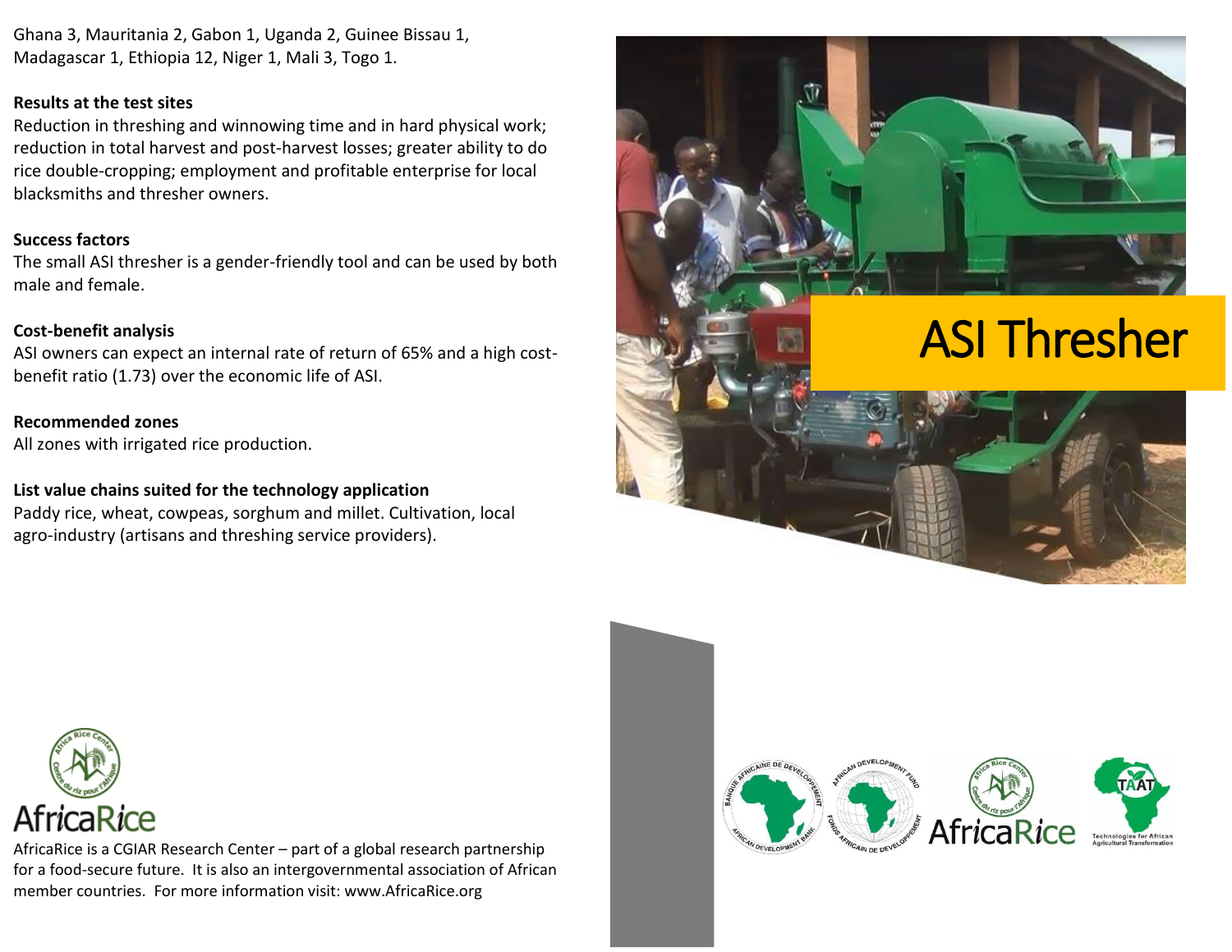Ghana 3, Mauritania 2, Gabon 1, Uganda 2, Guinee Bissau 1, Madagascar 1, Ethiopia 12, Niger 1, Mali 3, Togo 1.

**Results at the test sites**

Reduction in threshing and winnowing time and in hard physical work; reduction in total harvest and post-harvest losses; greater ability to do rice double-cropping; employment and profitable enterprise for local blacksmiths and thresher owners.

**Success factors**

The small ASI thresher is a gender-friendly tool and can be used by both male and female.

**Cost-benefit analysis**

ASI owners can expect an internal rate of return of 65% and a high cost-benefit ratio (1.73) over the economic life of ASI.

**Recommended zones**

All zones with irrigated rice production.

**List value chains suited for the technology application**

Paddy rice, wheat, cowpeas, sorghum and millet. Cultivation, local agro-industry (artisans and threshing service providers).

AfricaRice

AfricaRice is a CGIAR Research Center – part of a global research partnership for a food-secure future. It is also an intergovernmental association of African member countries. For more information visit: www.AfricaRice.org

# ASI Thresher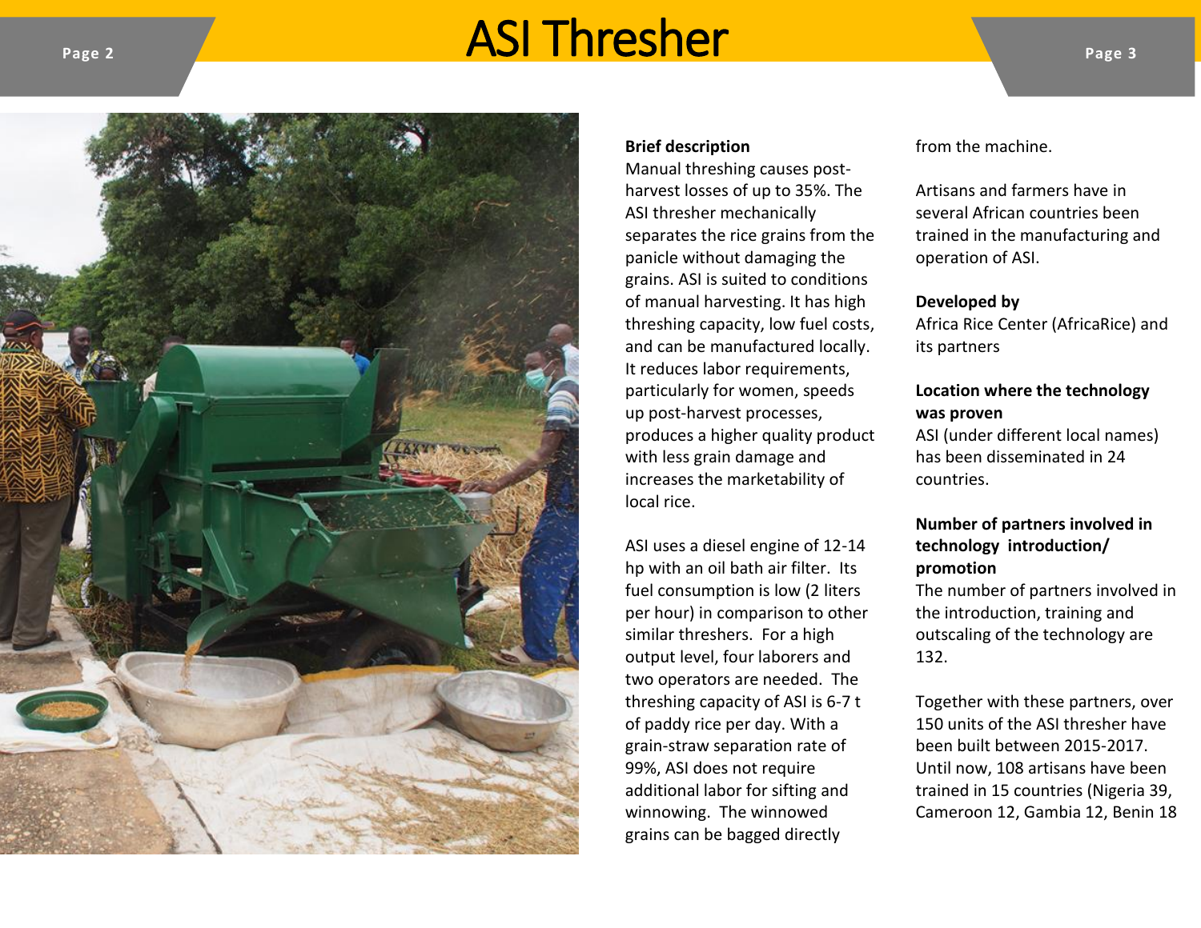# ASI Thresher

**Brief description**

Manual threshing causes post-harvest losses of up to 35%. The ASI thresher mechanically separates the rice grains from the panicle without damaging the grains. ASI is suited to conditions of manual harvesting. It has high threshing capacity, low fuel costs, and can be manufactured locally. It reduces labor requirements, particularly for women, speeds up post-harvest processes, produces a higher quality product with less grain damage and increases the marketability of local rice.

ASI uses a diesel engine of 12-14 hp with an oil bath air filter. Its fuel consumption is low (2 liters per hour) in comparison to other similar threshers. For a high output level, four laborers and two operators are needed. The threshing capacity of ASI is 6-7 t of paddy rice per day. With a grain-straw separation rate of 99%, ASI does not require additional labor for sifting and winnowing. The winnowed grains can be bagged directly from the machine.

Artisans and farmers have in several African countries been trained in the manufacturing and operation of ASI.

**Developed by**

Africa Rice Center (AfricaRice) and its partners

**Location where the technology was proven**

ASI (under different local names) has been disseminated in 24 countries.

**Number of partners involved in technology introduction/ promotion**

The number of partners involved in the introduction, training and outscaling of the technology are 132.

Together with these partners, over 150 units of the ASI thresher have been built between 2015-2017. Until now, 108 artisans have been trained in 15 countries (Nigeria 39, Cameroon 12, Gambia 12, Benin 18